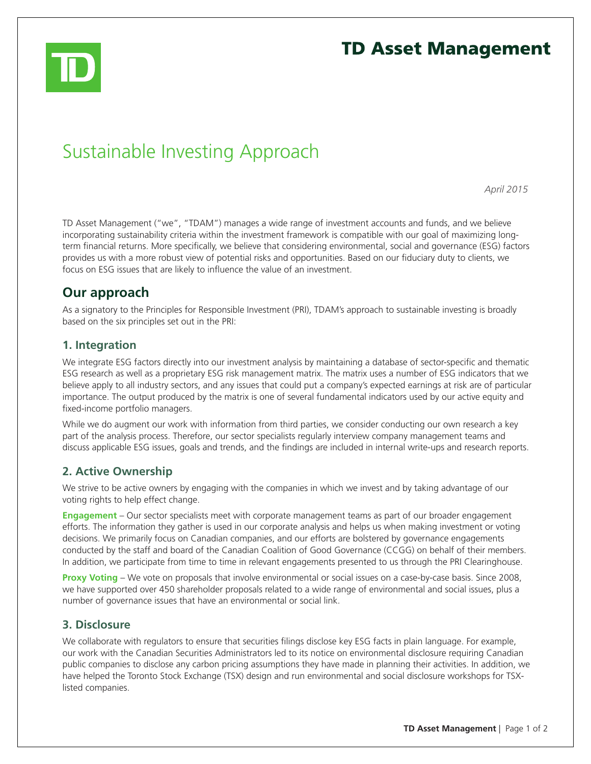# TD Asset Management

# Sustainable Investing Approach

*April 2015*

TD Asset Management ("we", "TDAM") manages a wide range of investment accounts and funds, and we believe incorporating sustainability criteria within the investment framework is compatible with our goal of maximizing long-term financial returns. More specifically, we believe that considering environmental, social and governance (ESG) factors provides us with a more robust view of potential risks and opportunities. Based on our fiduciary duty to clients, we focus on ESG issues that are likely to influence the value of an investment.

## Our approach

As a signatory to the Principles for Responsible Investment (PRI), TDAM's approach to sustainable investing is broadly based on the six principles set out in the PRI:

### 1. Integration

We integrate ESG factors directly into our investment analysis by maintaining a database of sector-specific and thematic ESG research as well as a proprietary ESG risk management matrix. The matrix uses a number of ESG indicators that we believe apply to all industry sectors, and any issues that could put a company's expected earnings at risk are of particular importance. The output produced by the matrix is one of several fundamental indicators used by our active equity and fixed-income portfolio managers.

While we do augment our work with information from third parties, we consider conducting our own research a key part of the analysis process. Therefore, our sector specialists regularly interview company management teams and discuss applicable ESG issues, goals and trends, and the findings are included in internal write-ups and research reports.

### 2. Active Ownership

We strive to be active owners by engaging with the companies in which we invest and by taking advantage of our voting rights to help effect change.

**Engagement** – Our sector specialists meet with corporate management teams as part of our broader engagement efforts. The information they gather is used in our corporate analysis and helps us when making investment or voting decisions. We primarily focus on Canadian companies, and our efforts are bolstered by governance engagements conducted by the staff and board of the Canadian Coalition of Good Governance (CCGG) on behalf of their members. In addition, we participate from time to time in relevant engagements presented to us through the PRI Clearinghouse.

**Proxy Voting** – We vote on proposals that involve environmental or social issues on a case-by-case basis. Since 2008, we have supported over 450 shareholder proposals related to a wide range of environmental and social issues, plus a number of governance issues that have an environmental or social link.

### 3. Disclosure

We collaborate with regulators to ensure that securities filings disclose key ESG facts in plain language. For example, our work with the Canadian Securities Administrators led to its notice on environmental disclosure requiring Canadian public companies to disclose any carbon pricing assumptions they have made in planning their activities. In addition, we have helped the Toronto Stock Exchange (TSX) design and run environmental and social disclosure workshops for TSX-listed companies.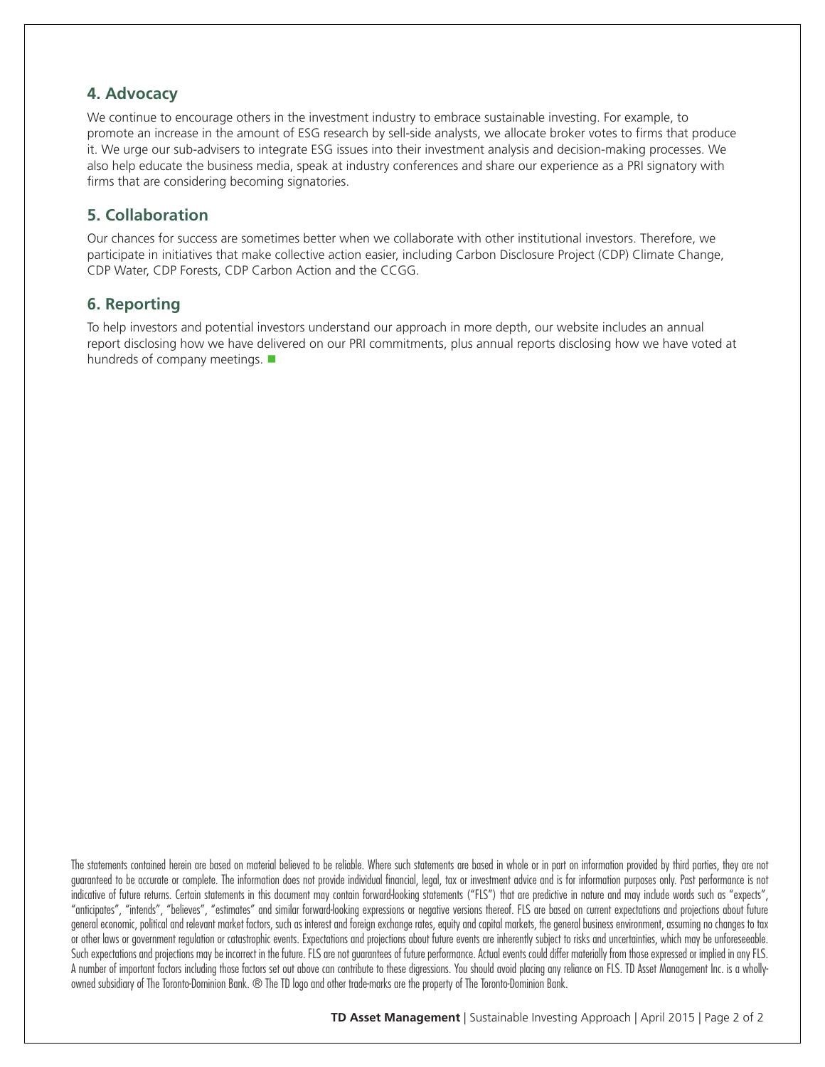## 4. Advocacy

We continue to encourage others in the investment industry to embrace sustainable investing. For example, to promote an increase in the amount of ESG research by sell-side analysts, we allocate broker votes to firms that produce it. We urge our sub-advisers to integrate ESG issues into their investment analysis and decision-making processes. We also help educate the business media, speak at industry conferences and share our experience as a PRI signatory with firms that are considering becoming signatories.

## 5. Collaboration

Our chances for success are sometimes better when we collaborate with other institutional investors. Therefore, we participate in initiatives that make collective action easier, including Carbon Disclosure Project (CDP) Climate Change, CDP Water, CDP Forests, CDP Carbon Action and the CCGG.

## 6. Reporting

To help investors and potential investors understand our approach in more depth, our website includes an annual report disclosing how we have delivered on our PRI commitments, plus annual reports disclosing how we have voted at hundreds of company meetings. ■

The statements contained herein are based on material believed to be reliable. Where such statements are based in whole or in part on information provided by third parties, they are not guaranteed to be accurate or complete. The information does not provide individual financial, legal, tax or investment advice and is for information purposes only. Past performance is not indicative of future returns. Certain statements in this document may contain forward-looking statements ("FLS") that are predictive in nature and may include words such as "expects", "anticipates", "intends", "believes", "estimates" and similar forward-looking expressions or negative versions thereof. FLS are based on current expectations and projections about future general economic, political and relevant market factors, such as interest and foreign exchange rates, equity and capital markets, the general business environment, assuming no changes to tax or other laws or government regulation or catastrophic events. Expectations and projections about future events are inherently subject to risks and uncertainties, which may be unforeseeable. Such expectations and projections may be incorrect in the future. FLS are not guarantees of future performance. Actual events could differ materially from those expressed or implied in any FLS. A number of important factors including those factors set out above can contribute to these digressions. You should avoid placing any reliance on FLS. TD Asset Management Inc. is a wholly-owned subsidiary of The Toronto-Dominion Bank. ® The TD logo and other trade-marks are the property of The Toronto-Dominion Bank.